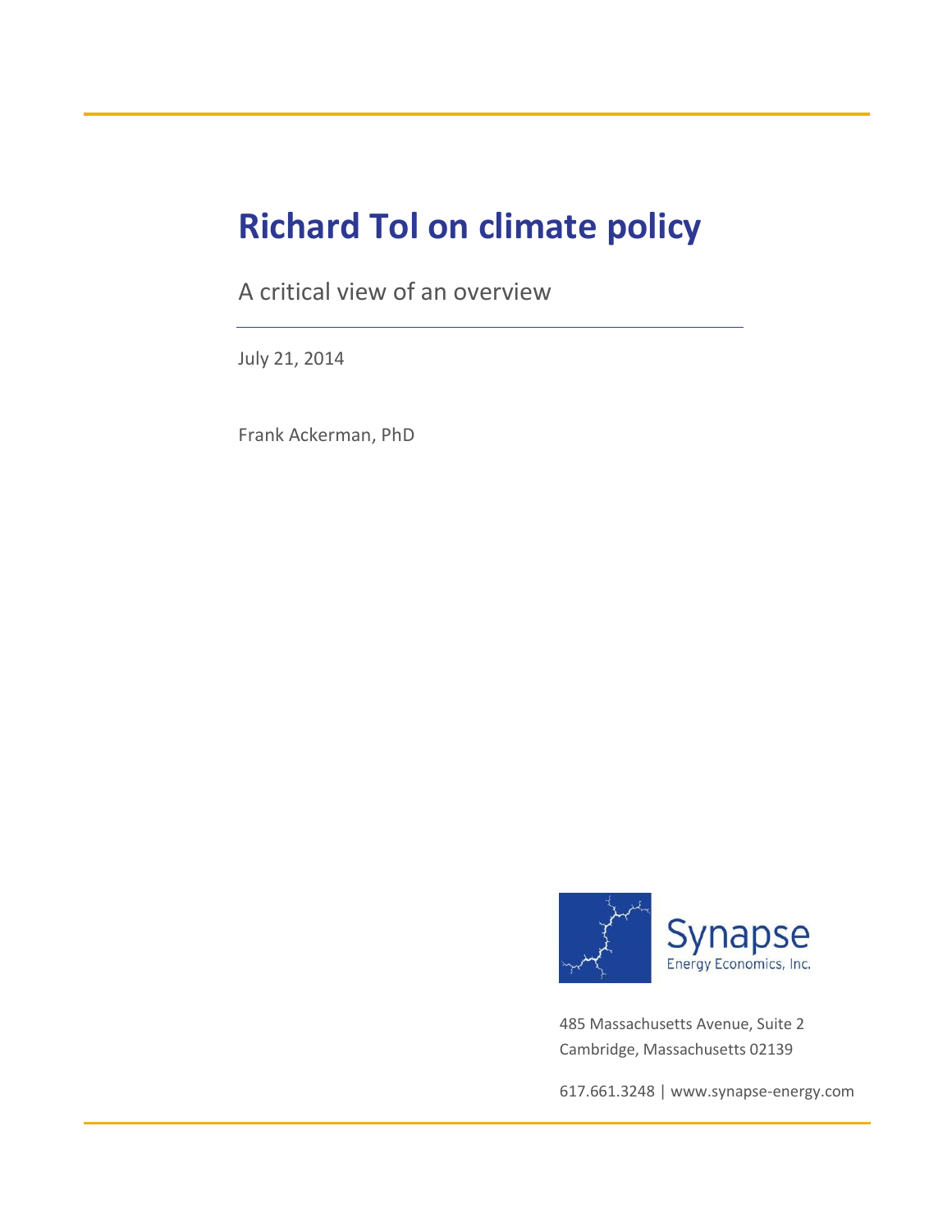# Richard Tol on climate policy

A critical view of an overview

July 21, 2014

Frank Ackerman, PhD

Synapse
Energy Economics, Inc.

485 Massachusetts Avenue, Suite 2
Cambridge, Massachusetts 02139

617.661.3248 | www.synapse-energy.com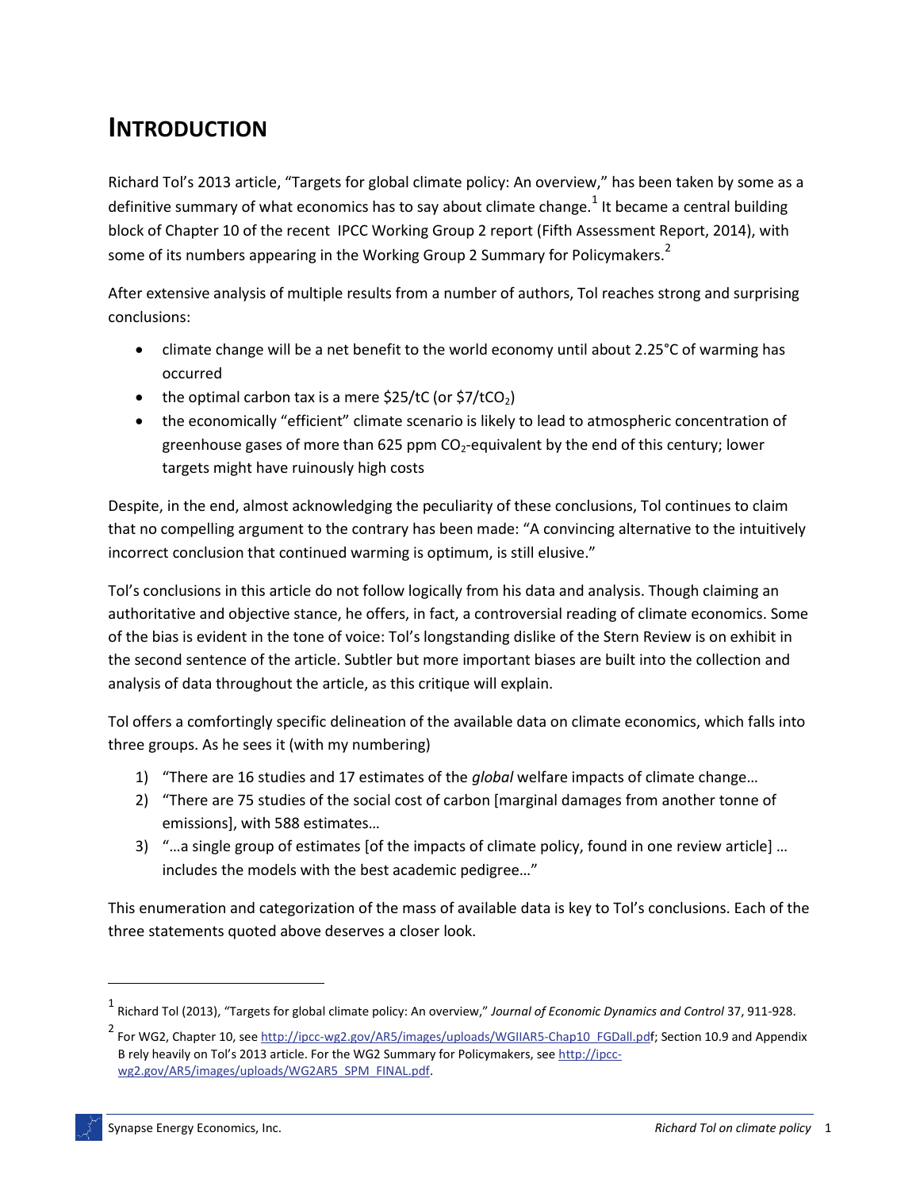# INTRODUCTION

Richard Tol's 2013 article, "Targets for global climate policy: An overview," has been taken by some as a definitive summary of what economics has to say about climate change.[1] It became a central building block of Chapter 10 of the recent IPCC Working Group 2 report (Fifth Assessment Report, 2014), with some of its numbers appearing in the Working Group 2 Summary for Policymakers.[2]

After extensive analysis of multiple results from a number of authors, Tol reaches strong and surprising conclusions:

- climate change will be a net benefit to the world economy until about 2.25°C of warming has occurred
- the optimal carbon tax is a mere \$25/tC (or \$7/t$CO_2$)
- the economically "efficient" climate scenario is likely to lead to atmospheric concentration of greenhouse gases of more than 625 ppm $CO_2$-equivalent by the end of this century; lower targets might have ruinously high costs

Despite, in the end, almost acknowledging the peculiarity of these conclusions, Tol continues to claim that no compelling argument to the contrary has been made: "A convincing alternative to the intuitively incorrect conclusion that continued warming is optimum, is still elusive."

Tol's conclusions in this article do not follow logically from his data and analysis. Though claiming an authoritative and objective stance, he offers, in fact, a controversial reading of climate economics. Some of the bias is evident in the tone of voice: Tol's longstanding dislike of the Stern Review is on exhibit in the second sentence of the article. Subtler but more important biases are built into the collection and analysis of data throughout the article, as this critique will explain.

Tol offers a comfortingly specific delineation of the available data on climate economics, which falls into three groups. As he sees it (with my numbering)

1) "There are 16 studies and 17 estimates of the *global* welfare impacts of climate change…
2) "There are 75 studies of the social cost of carbon [marginal damages from another tonne of emissions], with 588 estimates…
3) "…a single group of estimates [of the impacts of climate policy, found in one review article] … includes the models with the best academic pedigree…"

This enumeration and categorization of the mass of available data is key to Tol's conclusions. Each of the three statements quoted above deserves a closer look.

---

[1] Richard Tol (2013), "Targets for global climate policy: An overview," *Journal of Economic Dynamics and Control* 37, 911-928.

[2] For WG2, Chapter 10, see http://ipcc-wg2.gov/AR5/images/uploads/WGIIAR5-Chap10_FGDall.pdf; Section 10.9 and Appendix B rely heavily on Tol's 2013 article. For the WG2 Summary for Policymakers, see http://ipcc-wg2.gov/AR5/images/uploads/WG2AR5_SPM_FINAL.pdf.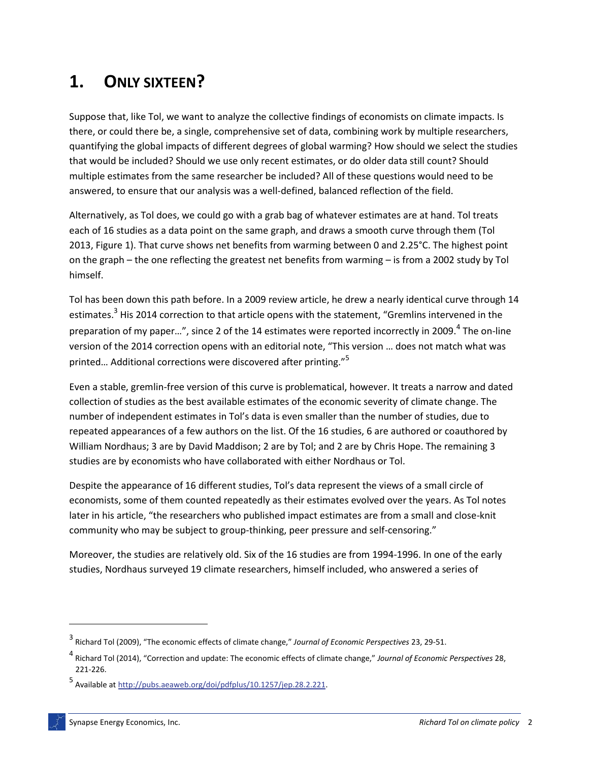# 1. ONLY SIXTEEN?

Suppose that, like Tol, we want to analyze the collective findings of economists on climate impacts. Is there, or could there be, a single, comprehensive set of data, combining work by multiple researchers, quantifying the global impacts of different degrees of global warming? How should we select the studies that would be included? Should we use only recent estimates, or do older data still count? Should multiple estimates from the same researcher be included? All of these questions would need to be answered, to ensure that our analysis was a well-defined, balanced reflection of the field.

Alternatively, as Tol does, we could go with a grab bag of whatever estimates are at hand. Tol treats each of 16 studies as a data point on the same graph, and draws a smooth curve through them (Tol 2013, Figure 1). That curve shows net benefits from warming between 0 and 2.25°C. The highest point on the graph – the one reflecting the greatest net benefits from warming – is from a 2002 study by Tol himself.

Tol has been down this path before. In a 2009 review article, he drew a nearly identical curve through 14 estimates.[3] His 2014 correction to that article opens with the statement, "Gremlins intervened in the preparation of my paper…", since 2 of the 14 estimates were reported incorrectly in 2009.[4] The on-line version of the 2014 correction opens with an editorial note, "This version … does not match what was printed… Additional corrections were discovered after printing."[5]

Even a stable, gremlin-free version of this curve is problematical, however. It treats a narrow and dated collection of studies as the best available estimates of the economic severity of climate change. The number of independent estimates in Tol's data is even smaller than the number of studies, due to repeated appearances of a few authors on the list. Of the 16 studies, 6 are authored or coauthored by William Nordhaus; 3 are by David Maddison; 2 are by Tol; and 2 are by Chris Hope. The remaining 3 studies are by economists who have collaborated with either Nordhaus or Tol.

Despite the appearance of 16 different studies, Tol's data represent the views of a small circle of economists, some of them counted repeatedly as their estimates evolved over the years. As Tol notes later in his article, "the researchers who published impact estimates are from a small and close-knit community who may be subject to group-thinking, peer pressure and self-censoring."

Moreover, the studies are relatively old. Six of the 16 studies are from 1994-1996. In one of the early studies, Nordhaus surveyed 19 climate researchers, himself included, who answered a series of

---

[3] Richard Tol (2009), "The economic effects of climate change," *Journal of Economic Perspectives* 23, 29-51.

[4] Richard Tol (2014), "Correction and update: The economic effects of climate change," *Journal of Economic Perspectives* 28, 221-226.

[5] Available at http://pubs.aeaweb.org/doi/pdfplus/10.1257/jep.28.2.221.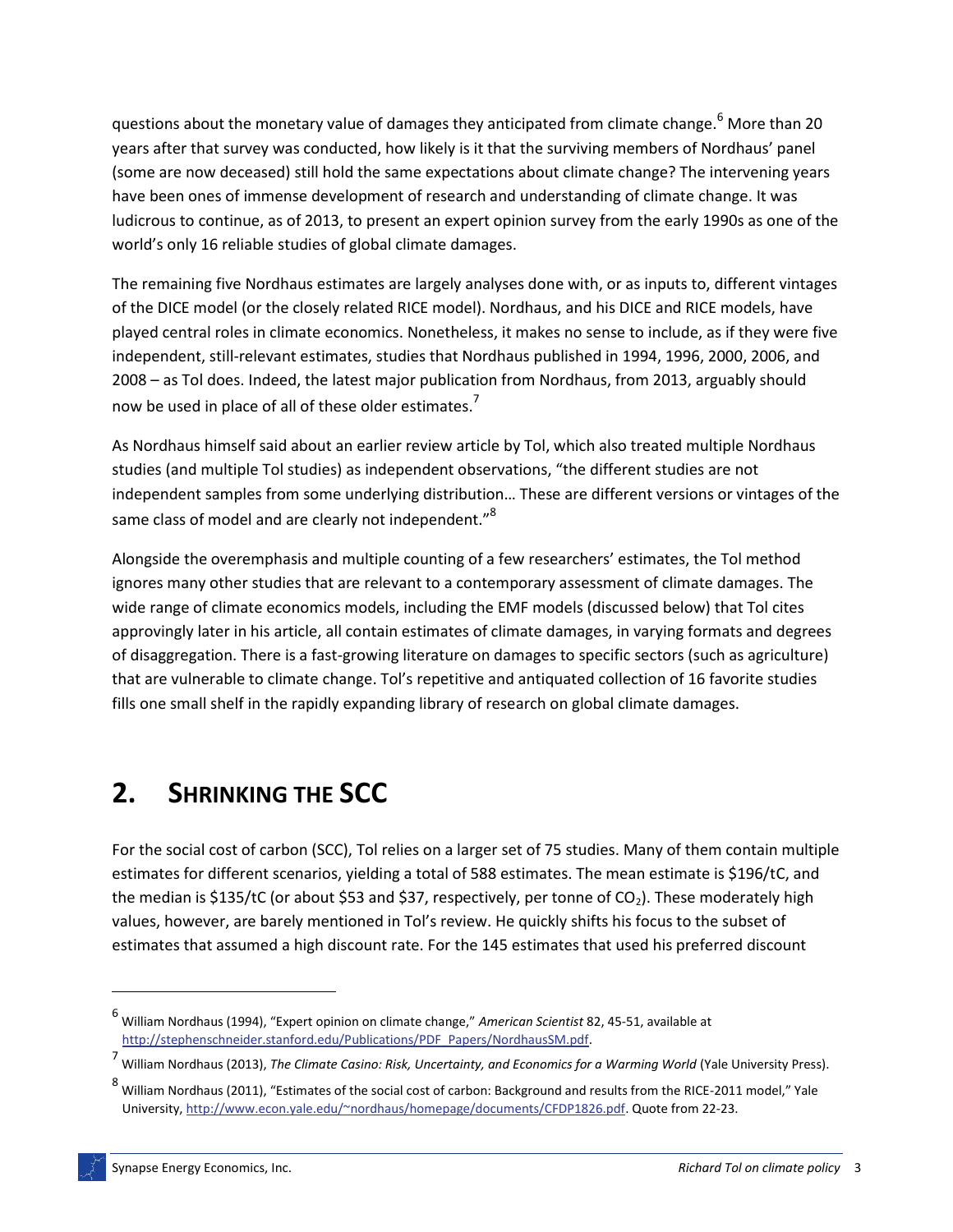questions about the monetary value of damages they anticipated from climate change.[6] More than 20 years after that survey was conducted, how likely is it that the surviving members of Nordhaus' panel (some are now deceased) still hold the same expectations about climate change? The intervening years have been ones of immense development of research and understanding of climate change. It was ludicrous to continue, as of 2013, to present an expert opinion survey from the early 1990s as one of the world's only 16 reliable studies of global climate damages.

The remaining five Nordhaus estimates are largely analyses done with, or as inputs to, different vintages of the DICE model (or the closely related RICE model). Nordhaus, and his DICE and RICE models, have played central roles in climate economics. Nonetheless, it makes no sense to include, as if they were five independent, still-relevant estimates, studies that Nordhaus published in 1994, 1996, 2000, 2006, and 2008 – as Tol does. Indeed, the latest major publication from Nordhaus, from 2013, arguably should now be used in place of all of these older estimates.[7]

As Nordhaus himself said about an earlier review article by Tol, which also treated multiple Nordhaus studies (and multiple Tol studies) as independent observations, "the different studies are not independent samples from some underlying distribution… These are different versions or vintages of the same class of model and are clearly not independent."[8]

Alongside the overemphasis and multiple counting of a few researchers' estimates, the Tol method ignores many other studies that are relevant to a contemporary assessment of climate damages. The wide range of climate economics models, including the EMF models (discussed below) that Tol cites approvingly later in his article, all contain estimates of climate damages, in varying formats and degrees of disaggregation. There is a fast-growing literature on damages to specific sectors (such as agriculture) that are vulnerable to climate change. Tol's repetitive and antiquated collection of 16 favorite studies fills one small shelf in the rapidly expanding library of research on global climate damages.

# 2. Shrinking the SCC

For the social cost of carbon (SCC), Tol relies on a larger set of 75 studies. Many of them contain multiple estimates for different scenarios, yielding a total of 588 estimates. The mean estimate is \$196/tC, and the median is \$135/tC (or about \$53 and \$37, respectively, per tonne of $CO_2$). These moderately high values, however, are barely mentioned in Tol's review. He quickly shifts his focus to the subset of estimates that assumed a high discount rate. For the 145 estimates that used his preferred discount

---

[6] William Nordhaus (1994), "Expert opinion on climate change," *American Scientist* 82, 45-51, available at http://stephenschneider.stanford.edu/Publications/PDF_Papers/NordhausSM.pdf.

[7] William Nordhaus (2013), *The Climate Casino: Risk, Uncertainty, and Economics for a Warming World* (Yale University Press).

[8] William Nordhaus (2011), "Estimates of the social cost of carbon: Background and results from the RICE-2011 model," Yale University, http://www.econ.yale.edu/~nordhaus/homepage/documents/CFDP1826.pdf. Quote from 22-23.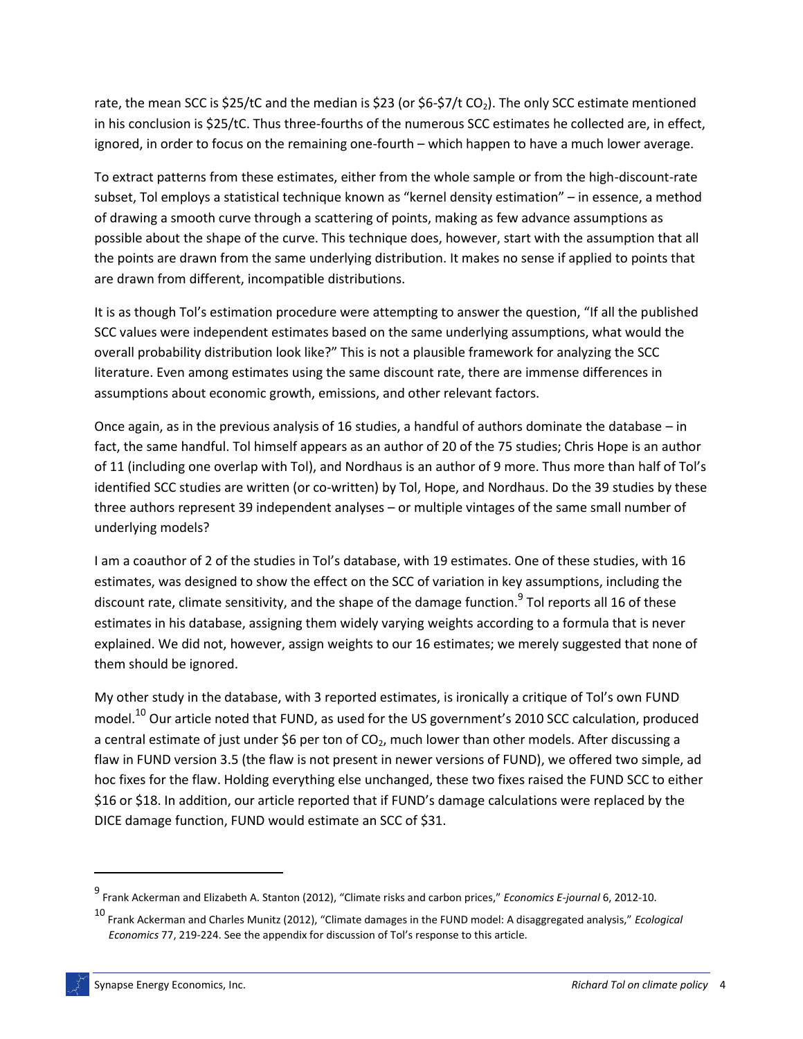rate, the mean SCC is \$25/tC and the median is \$23 (or \$6-\$7/t $CO_2$). The only SCC estimate mentioned in his conclusion is \$25/tC. Thus three-fourths of the numerous SCC estimates he collected are, in effect, ignored, in order to focus on the remaining one-fourth – which happen to have a much lower average.

To extract patterns from these estimates, either from the whole sample or from the high-discount-rate subset, Tol employs a statistical technique known as "kernel density estimation" – in essence, a method of drawing a smooth curve through a scattering of points, making as few advance assumptions as possible about the shape of the curve. This technique does, however, start with the assumption that all the points are drawn from the same underlying distribution. It makes no sense if applied to points that are drawn from different, incompatible distributions.

It is as though Tol's estimation procedure were attempting to answer the question, "If all the published SCC values were independent estimates based on the same underlying assumptions, what would the overall probability distribution look like?" This is not a plausible framework for analyzing the SCC literature. Even among estimates using the same discount rate, there are immense differences in assumptions about economic growth, emissions, and other relevant factors.

Once again, as in the previous analysis of 16 studies, a handful of authors dominate the database – in fact, the same handful. Tol himself appears as an author of 20 of the 75 studies; Chris Hope is an author of 11 (including one overlap with Tol), and Nordhaus is an author of 9 more. Thus more than half of Tol's identified SCC studies are written (or co-written) by Tol, Hope, and Nordhaus. Do the 39 studies by these three authors represent 39 independent analyses – or multiple vintages of the same small number of underlying models?

I am a coauthor of 2 of the studies in Tol's database, with 19 estimates. One of these studies, with 16 estimates, was designed to show the effect on the SCC of variation in key assumptions, including the discount rate, climate sensitivity, and the shape of the damage function.[9] Tol reports all 16 of these estimates in his database, assigning them widely varying weights according to a formula that is never explained. We did not, however, assign weights to our 16 estimates; we merely suggested that none of them should be ignored.

My other study in the database, with 3 reported estimates, is ironically a critique of Tol's own FUND model.[10] Our article noted that FUND, as used for the US government's 2010 SCC calculation, produced a central estimate of just under \$6 per ton of $CO_2$, much lower than other models. After discussing a flaw in FUND version 3.5 (the flaw is not present in newer versions of FUND), we offered two simple, ad hoc fixes for the flaw. Holding everything else unchanged, these two fixes raised the FUND SCC to either \$16 or \$18. In addition, our article reported that if FUND's damage calculations were replaced by the DICE damage function, FUND would estimate an SCC of \$31.

---

[9] Frank Ackerman and Elizabeth A. Stanton (2012), "Climate risks and carbon prices," *Economics E-journal* 6, 2012-10.

[10] Frank Ackerman and Charles Munitz (2012), "Climate damages in the FUND model: A disaggregated analysis," *Ecological Economics* 77, 219-224. See the appendix for discussion of Tol's response to this article.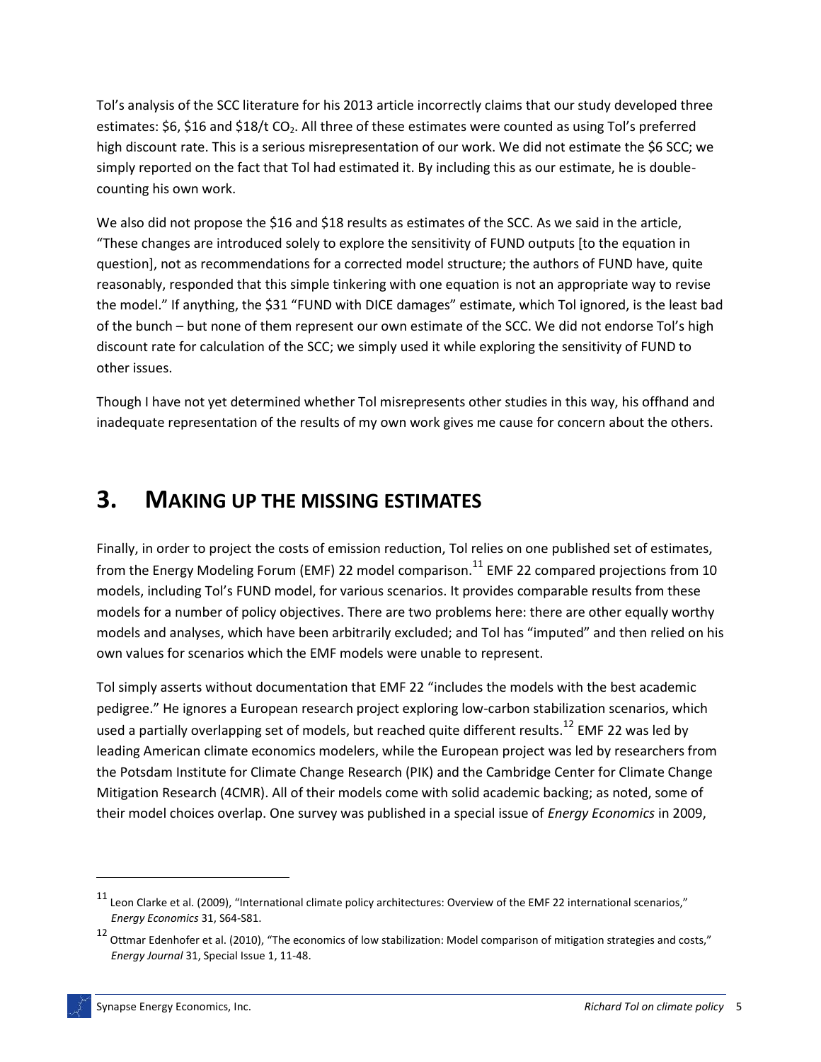Tol's analysis of the SCC literature for his 2013 article incorrectly claims that our study developed three estimates: \$6, \$16 and \$18/t $CO_2$. All three of these estimates were counted as using Tol's preferred high discount rate. This is a serious misrepresentation of our work. We did not estimate the \$6 SCC; we simply reported on the fact that Tol had estimated it. By including this as our estimate, he is double-counting his own work.

We also did not propose the \$16 and \$18 results as estimates of the SCC. As we said in the article, "These changes are introduced solely to explore the sensitivity of FUND outputs [to the equation in question], not as recommendations for a corrected model structure; the authors of FUND have, quite reasonably, responded that this simple tinkering with one equation is not an appropriate way to revise the model." If anything, the \$31 "FUND with DICE damages" estimate, which Tol ignored, is the least bad of the bunch – but none of them represent our own estimate of the SCC. We did not endorse Tol's high discount rate for calculation of the SCC; we simply used it while exploring the sensitivity of FUND to other issues.

Though I have not yet determined whether Tol misrepresents other studies in this way, his offhand and inadequate representation of the results of my own work gives me cause for concern about the others.

# 3. Making up the missing estimates

Finally, in order to project the costs of emission reduction, Tol relies on one published set of estimates, from the Energy Modeling Forum (EMF) 22 model comparison.[11] EMF 22 compared projections from 10 models, including Tol's FUND model, for various scenarios. It provides comparable results from these models for a number of policy objectives. There are two problems here: there are other equally worthy models and analyses, which have been arbitrarily excluded; and Tol has "imputed" and then relied on his own values for scenarios which the EMF models were unable to represent.

Tol simply asserts without documentation that EMF 22 "includes the models with the best academic pedigree." He ignores a European research project exploring low-carbon stabilization scenarios, which used a partially overlapping set of models, but reached quite different results.[12] EMF 22 was led by leading American climate economics modelers, while the European project was led by researchers from the Potsdam Institute for Climate Change Research (PIK) and the Cambridge Center for Climate Change Mitigation Research (4CMR). All of their models come with solid academic backing; as noted, some of their model choices overlap. One survey was published in a special issue of *Energy Economics* in 2009,

---

[11] Leon Clarke et al. (2009), "International climate policy architectures: Overview of the EMF 22 international scenarios," *Energy Economics* 31, S64-S81.

[12] Ottmar Edenhofer et al. (2010), "The economics of low stabilization: Model comparison of mitigation strategies and costs," *Energy Journal* 31, Special Issue 1, 11-48.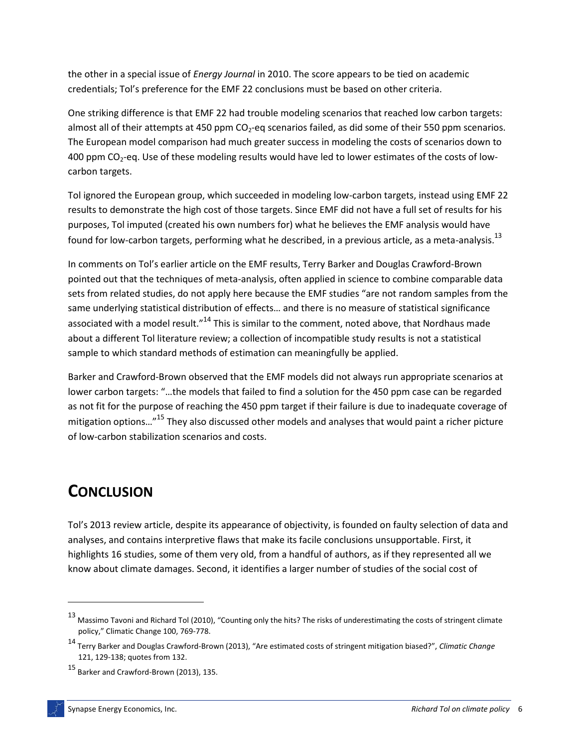the other in a special issue of *Energy Journal* in 2010. The score appears to be tied on academic credentials; Tol's preference for the EMF 22 conclusions must be based on other criteria.

One striking difference is that EMF 22 had trouble modeling scenarios that reached low carbon targets: almost all of their attempts at 450 ppm $CO_2$-eq scenarios failed, as did some of their 550 ppm scenarios. The European model comparison had much greater success in modeling the costs of scenarios down to 400 ppm $CO_2$-eq. Use of these modeling results would have led to lower estimates of the costs of low-carbon targets.

Tol ignored the European group, which succeeded in modeling low-carbon targets, instead using EMF 22 results to demonstrate the high cost of those targets. Since EMF did not have a full set of results for his purposes, Tol imputed (created his own numbers for) what he believes the EMF analysis would have found for low-carbon targets, performing what he described, in a previous article, as a meta-analysis.[13]

In comments on Tol's earlier article on the EMF results, Terry Barker and Douglas Crawford-Brown pointed out that the techniques of meta-analysis, often applied in science to combine comparable data sets from related studies, do not apply here because the EMF studies "are not random samples from the same underlying statistical distribution of effects… and there is no measure of statistical significance associated with a model result."[14] This is similar to the comment, noted above, that Nordhaus made about a different Tol literature review; a collection of incompatible study results is not a statistical sample to which standard methods of estimation can meaningfully be applied.

Barker and Crawford-Brown observed that the EMF models did not always run appropriate scenarios at lower carbon targets: "…the models that failed to find a solution for the 450 ppm case can be regarded as not fit for the purpose of reaching the 450 ppm target if their failure is due to inadequate coverage of mitigation options…"[15] They also discussed other models and analyses that would paint a richer picture of low-carbon stabilization scenarios and costs.

# Conclusion

Tol's 2013 review article, despite its appearance of objectivity, is founded on faulty selection of data and analyses, and contains interpretive flaws that make its facile conclusions unsupportable. First, it highlights 16 studies, some of them very old, from a handful of authors, as if they represented all we know about climate damages. Second, it identifies a larger number of studies of the social cost of

---

[13] Massimo Tavoni and Richard Tol (2010), "Counting only the hits? The risks of underestimating the costs of stringent climate policy," Climatic Change 100, 769-778.

[14] Terry Barker and Douglas Crawford-Brown (2013), "Are estimated costs of stringent mitigation biased?", *Climatic Change* 121, 129-138; quotes from 132.

[15] Barker and Crawford-Brown (2013), 135.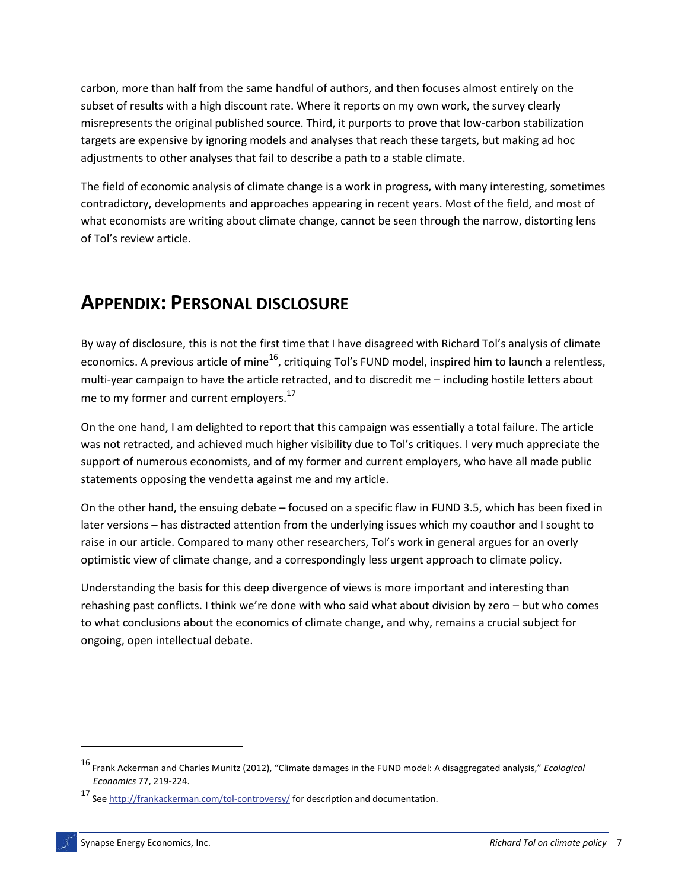carbon, more than half from the same handful of authors, and then focuses almost entirely on the subset of results with a high discount rate. Where it reports on my own work, the survey clearly misrepresents the original published source. Third, it purports to prove that low-carbon stabilization targets are expensive by ignoring models and analyses that reach these targets, but making ad hoc adjustments to other analyses that fail to describe a path to a stable climate.

The field of economic analysis of climate change is a work in progress, with many interesting, sometimes contradictory, developments and approaches appearing in recent years. Most of the field, and most of what economists are writing about climate change, cannot be seen through the narrow, distorting lens of Tol's review article.

# APPENDIX: PERSONAL DISCLOSURE

By way of disclosure, this is not the first time that I have disagreed with Richard Tol's analysis of climate economics. A previous article of mine[16], critiquing Tol's FUND model, inspired him to launch a relentless, multi-year campaign to have the article retracted, and to discredit me – including hostile letters about me to my former and current employers.[17]

On the one hand, I am delighted to report that this campaign was essentially a total failure. The article was not retracted, and achieved much higher visibility due to Tol's critiques. I very much appreciate the support of numerous economists, and of my former and current employers, who have all made public statements opposing the vendetta against me and my article.

On the other hand, the ensuing debate – focused on a specific flaw in FUND 3.5, which has been fixed in later versions – has distracted attention from the underlying issues which my coauthor and I sought to raise in our article. Compared to many other researchers, Tol's work in general argues for an overly optimistic view of climate change, and a correspondingly less urgent approach to climate policy.

Understanding the basis for this deep divergence of views is more important and interesting than rehashing past conflicts. I think we're done with who said what about division by zero – but who comes to what conclusions about the economics of climate change, and why, remains a crucial subject for ongoing, open intellectual debate.

---

[16] Frank Ackerman and Charles Munitz (2012), "Climate damages in the FUND model: A disaggregated analysis," *Ecological Economics* 77, 219-224.

[17] See http://frankackerman.com/tol-controversy/ for description and documentation.